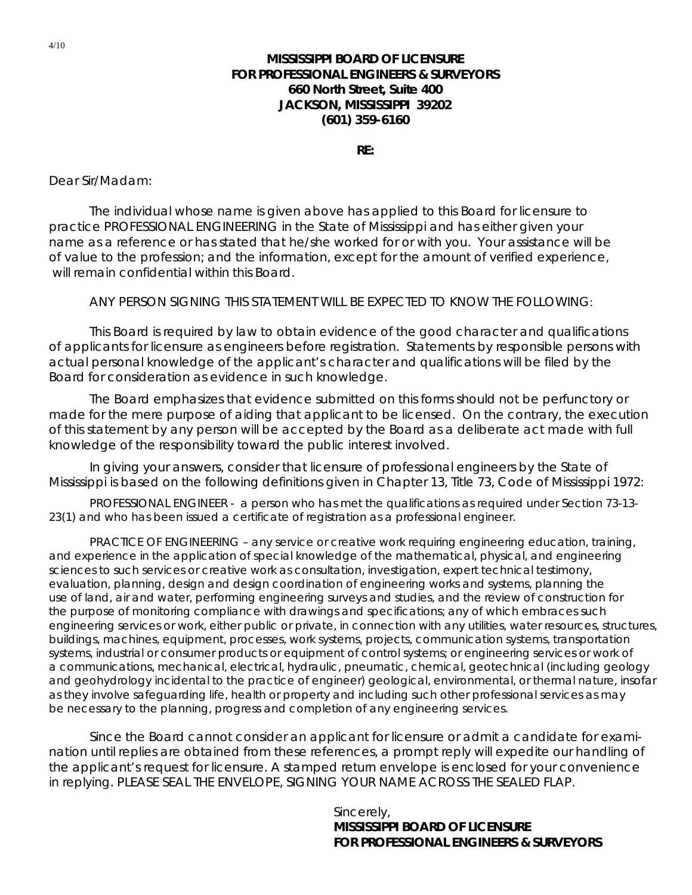4/10

**MISSISSIPPI BOARD OF LICENSURE**
**FOR PROFESSIONAL ENGINEERS & SURVEYORS**
**660 North Street, Suite 400**
**JACKSON, MISSISSIPPI 39202**
**(601) 359-6160**

**RE:**

Dear Sir/Madam:

The individual whose name is given above has applied to this Board for licensure to practice PROFESSIONAL ENGINEERING in the State of Mississippi and has either given your name as a reference or has stated that he/she worked for or with you. Your assistance will be of value to the profession; and the information, except for the amount of verified experience, will remain confidential within this Board.

ANY PERSON SIGNING THIS STATEMENT WILL BE EXPECTED TO KNOW THE FOLLOWING:

This Board is required by law to obtain evidence of the good character and qualifications of applicants for licensure as engineers before registration. Statements by responsible persons with actual personal knowledge of the applicant's character and qualifications will be filed by the Board for consideration as evidence in such knowledge.

The Board emphasizes that evidence submitted on this forms should not be perfunctory or made for the mere purpose of aiding that applicant to be licensed. On the contrary, the execution of this statement by any person will be accepted by the Board as a deliberate act made with full knowledge of the responsibility toward the public interest involved.

In giving your answers, consider that licensure of professional engineers by the State of Mississippi is based on the following definitions given in Chapter 13, Title 73, Code of Mississippi 1972:

PROFESSIONAL ENGINEER - a person who has met the qualifications as required under Section 73-13-23(1) and who has been issued a certificate of registration as a professional engineer.

PRACTICE OF ENGINEERING – any service or creative work requiring engineering education, training, and experience in the application of special knowledge of the mathematical, physical, and engineering sciences to such services or creative work as consultation, investigation, expert technical testimony, evaluation, planning, design and design coordination of engineering works and systems, planning the use of land, air and water, performing engineering surveys and studies, and the review of construction for the purpose of monitoring compliance with drawings and specifications; any of which embraces such engineering services or work, either public or private, in connection with any utilities, water resources, structures, buildings, machines, equipment, processes, work systems, projects, communication systems, transportation systems, industrial or consumer products or equipment of control systems; or engineering services or work of a communications, mechanical, electrical, hydraulic, pneumatic, chemical, geotechnical (including geology and geohydrology incidental to the practice of engineer) geological, environmental, or thermal nature, insofar as they involve safeguarding life, health or property and including such other professional services as may be necessary to the planning, progress and completion of any engineering services.

Since the Board cannot consider an applicant for licensure or admit a candidate for examination until replies are obtained from these references, a prompt reply will expedite our handling of the applicant's request for licensure. A stamped return envelope is enclosed for your convenience in replying. PLEASE SEAL THE ENVELOPE, SIGNING YOUR NAME ACROSS THE SEALED FLAP.

Sincerely,
**MISSISSIPPI BOARD OF LICENSURE**
**FOR PROFESSIONAL ENGINEERS & SURVEYORS**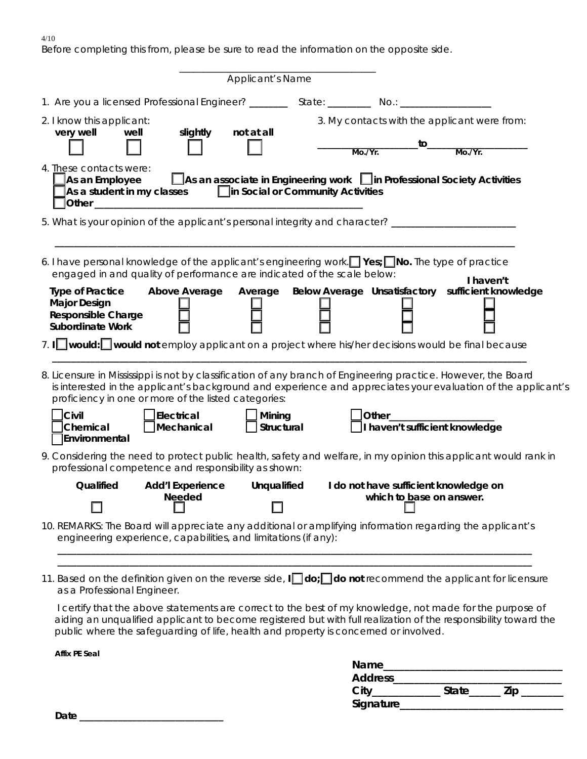4/10

Before completing this from, please be sure to read the information on the opposite side.

\_\_\_\_\_\_\_\_\_\_\_\_\_\_\_\_\_\_\_\_\_\_\_\_\_\_\_\_\_\_\_\_\_\_\_\_

Applicant's Name

1. Are you a licensed Professional Engineer? \_\_\_\_\_\_\_ State: \_\_\_\_\_\_\_\_ No.: \_\_\_\_\_\_\_\_\_\_\_\_\_\_\_\_\_

2. I know this applicant:

| very well | well | slightly | not at all |
|---|---|---|---|
| ☐ | ☐ | ☐ | ☐ |

3. My contacts with the applicant were from:

\_\_\_\_\_\_\_\_\_\_\_\_\_\_\_\_\_\_ to \_\_\_\_\_\_\_\_\_\_\_\_\_\_\_\_\_\_
Mo./Yr. Mo./Yr.

4. These contacts were:

☐ **As an Employee** ☐ **As an associate in Engineering work** ☐ **in Professional Society Activities**
☐ **As a student in my classes** ☐ **in Social or Community Activities**
☐ **Other** \_\_\_\_\_\_\_\_\_\_\_\_\_\_\_\_\_\_\_\_\_\_\_\_\_\_\_\_\_\_\_\_\_\_\_\_\_\_\_\_\_\_\_\_\_\_\_\_

5. What is your opinion of the applicant's personal integrity and character? \_\_\_\_\_\_\_\_\_\_\_\_\_\_\_\_\_\_\_\_\_\_\_

\_\_\_\_\_\_\_\_\_\_\_\_\_\_\_\_\_\_\_\_\_\_\_\_\_\_\_\_\_\_\_\_\_\_\_\_\_\_\_\_\_\_\_\_\_\_\_\_\_\_\_\_\_\_\_\_\_\_\_\_\_\_\_\_\_\_\_\_\_\_\_\_\_\_\_\_\_\_\_\_

6. I have personal knowledge of the applicant's engineering work. ☐ **Yes;** ☐ **No.** The type of practice engaged in and quality of performance are indicated of the scale below:

| Type of Practice | Above Average | Average | Below Average | Unsatisfactory | I haven't sufficient knowledge |
|---|---|---|---|---|---|
| **Major Design** | ☐ | ☐ | ☐ | ☐ | ☐ |
| **Responsible Charge** | ☐ | ☐ | ☐ | ☐ | ☐ |
| **Subordinate Work** | ☐ | ☐ | ☐ | ☐ | ☐ |

7. I ☐ **would**; ☐ **would not** employ applicant on a project where his/her decisions would be final because

\_\_\_\_\_\_\_\_\_\_\_\_\_\_\_\_\_\_\_\_\_\_\_\_\_\_\_\_\_\_\_\_\_\_\_\_\_\_\_\_\_\_\_\_\_\_\_\_\_\_\_\_\_\_\_\_\_\_\_\_\_\_\_\_\_\_\_\_\_\_\_\_\_\_\_\_\_\_\_\_

8. Licensure in Mississippi is not by classification of any branch of Engineering practice. However, the Board is interested in the applicant's background and experience and appreciates your evaluation of the applicant's proficiency in one or more of the listed categories:

☐ **Civil** ☐ **Electrical** ☐ **Mining** ☐ **Other** \_\_\_\_\_\_\_\_\_\_\_\_\_\_\_\_\_\_
☐ **Chemical** ☐ **Mechanical** ☐ **Structural** ☐ **I haven't sufficient knowledge**
☐ **Environmental**

9. Considering the need to protect public health, safety and welfare, in my opinion this applicant would rank in professional competence and responsibility as shown:

| Qualified | Add'l Experience Needed | Unqualified | I do not have sufficient knowledge on which to base on answer. |
|---|---|---|---|
| ☐ | ☐ | ☐ | ☐ |

10. REMARKS: The Board will appreciate any additional or amplifying information regarding the applicant's engineering experience, capabilities, and limitations (if any):

\_\_\_\_\_\_\_\_\_\_\_\_\_\_\_\_\_\_\_\_\_\_\_\_\_\_\_\_\_\_\_\_\_\_\_\_\_\_\_\_\_\_\_\_\_\_\_\_\_\_\_\_\_\_\_\_\_\_\_\_\_\_\_\_\_\_\_\_\_\_\_\_\_\_\_\_\_\_\_\_

\_\_\_\_\_\_\_\_\_\_\_\_\_\_\_\_\_\_\_\_\_\_\_\_\_\_\_\_\_\_\_\_\_\_\_\_\_\_\_\_\_\_\_\_\_\_\_\_\_\_\_\_\_\_\_\_\_\_\_\_\_\_\_\_\_\_\_\_\_\_\_\_\_\_\_\_\_\_\_\_

11. Based on the definition given on the reverse side, I ☐ **do;** ☐ **do not** recommend the applicant for licensure as a Professional Engineer.

I certify that the above statements are correct to the best of my knowledge, not made for the purpose of aiding an unqualified applicant to become registered but with full realization of the responsibility toward the public where the safeguarding of life, health and property is concerned or involved.

**Affix PE Seal**

**Name** \_\_\_\_\_\_\_\_\_\_\_\_\_\_\_\_\_\_\_\_\_\_\_\_\_\_\_\_\_\_\_\_
**Address** \_\_\_\_\_\_\_\_\_\_\_\_\_\_\_\_\_\_\_\_\_\_\_\_\_\_\_\_\_
**City** \_\_\_\_\_\_\_\_\_\_\_\_ **State** \_\_\_\_\_ **Zip** \_\_\_\_\_\_\_
**Signature** \_\_\_\_\_\_\_\_\_\_\_\_\_\_\_\_\_\_\_\_\_\_\_\_\_\_\_\_\_

**Date** \_\_\_\_\_\_\_\_\_\_\_\_\_\_\_\_\_\_\_\_\_\_\_\_\_\_\_